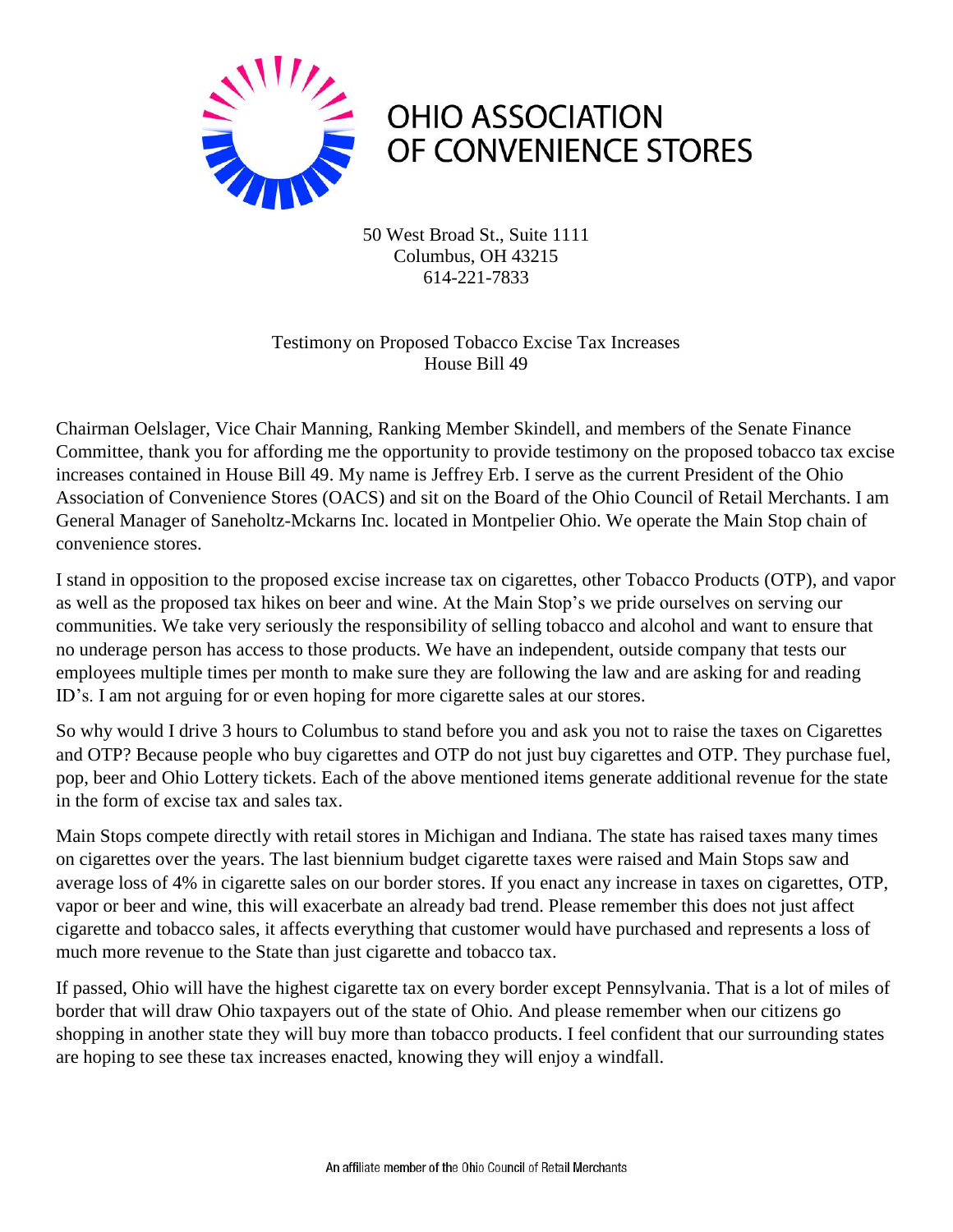# OHIO ASSOCIATION OF CONVENIENCE STORES

50 West Broad St., Suite 1111
Columbus, OH 43215
614-221-7833

Testimony on Proposed Tobacco Excise Tax Increases
House Bill 49

Chairman Oelslager, Vice Chair Manning, Ranking Member Skindell, and members of the Senate Finance Committee, thank you for affording me the opportunity to provide testimony on the proposed tobacco tax excise increases contained in House Bill 49. My name is Jeffrey Erb. I serve as the current President of the Ohio Association of Convenience Stores (OACS) and sit on the Board of the Ohio Council of Retail Merchants. I am General Manager of Saneholtz-Mckarns Inc. located in Montpelier Ohio. We operate the Main Stop chain of convenience stores.

I stand in opposition to the proposed excise increase tax on cigarettes, other Tobacco Products (OTP), and vapor as well as the proposed tax hikes on beer and wine. At the Main Stop's we pride ourselves on serving our communities. We take very seriously the responsibility of selling tobacco and alcohol and want to ensure that no underage person has access to those products. We have an independent, outside company that tests our employees multiple times per month to make sure they are following the law and are asking for and reading ID's. I am not arguing for or even hoping for more cigarette sales at our stores.

So why would I drive 3 hours to Columbus to stand before you and ask you not to raise the taxes on Cigarettes and OTP? Because people who buy cigarettes and OTP do not just buy cigarettes and OTP. They purchase fuel, pop, beer and Ohio Lottery tickets. Each of the above mentioned items generate additional revenue for the state in the form of excise tax and sales tax.

Main Stops compete directly with retail stores in Michigan and Indiana. The state has raised taxes many times on cigarettes over the years. The last biennium budget cigarette taxes were raised and Main Stops saw and average loss of 4% in cigarette sales on our border stores. If you enact any increase in taxes on cigarettes, OTP, vapor or beer and wine, this will exacerbate an already bad trend. Please remember this does not just affect cigarette and tobacco sales, it affects everything that customer would have purchased and represents a loss of much more revenue to the State than just cigarette and tobacco tax.

If passed, Ohio will have the highest cigarette tax on every border except Pennsylvania. That is a lot of miles of border that will draw Ohio taxpayers out of the state of Ohio. And please remember when our citizens go shopping in another state they will buy more than tobacco products. I feel confident that our surrounding states are hoping to see these tax increases enacted, knowing they will enjoy a windfall.

An affiliate member of the Ohio Council of Retail Merchants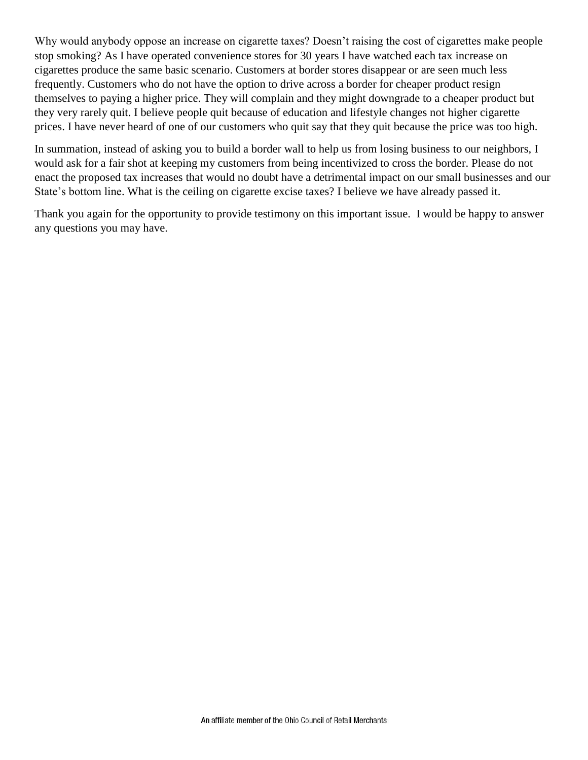Why would anybody oppose an increase on cigarette taxes? Doesn't raising the cost of cigarettes make people stop smoking? As I have operated convenience stores for 30 years I have watched each tax increase on cigarettes produce the same basic scenario. Customers at border stores disappear or are seen much less frequently. Customers who do not have the option to drive across a border for cheaper product resign themselves to paying a higher price. They will complain and they might downgrade to a cheaper product but they very rarely quit. I believe people quit because of education and lifestyle changes not higher cigarette prices. I have never heard of one of our customers who quit say that they quit because the price was too high.

In summation, instead of asking you to build a border wall to help us from losing business to our neighbors, I would ask for a fair shot at keeping my customers from being incentivized to cross the border. Please do not enact the proposed tax increases that would no doubt have a detrimental impact on our small businesses and our State's bottom line. What is the ceiling on cigarette excise taxes? I believe we have already passed it.

Thank you again for the opportunity to provide testimony on this important issue. I would be happy to answer any questions you may have.